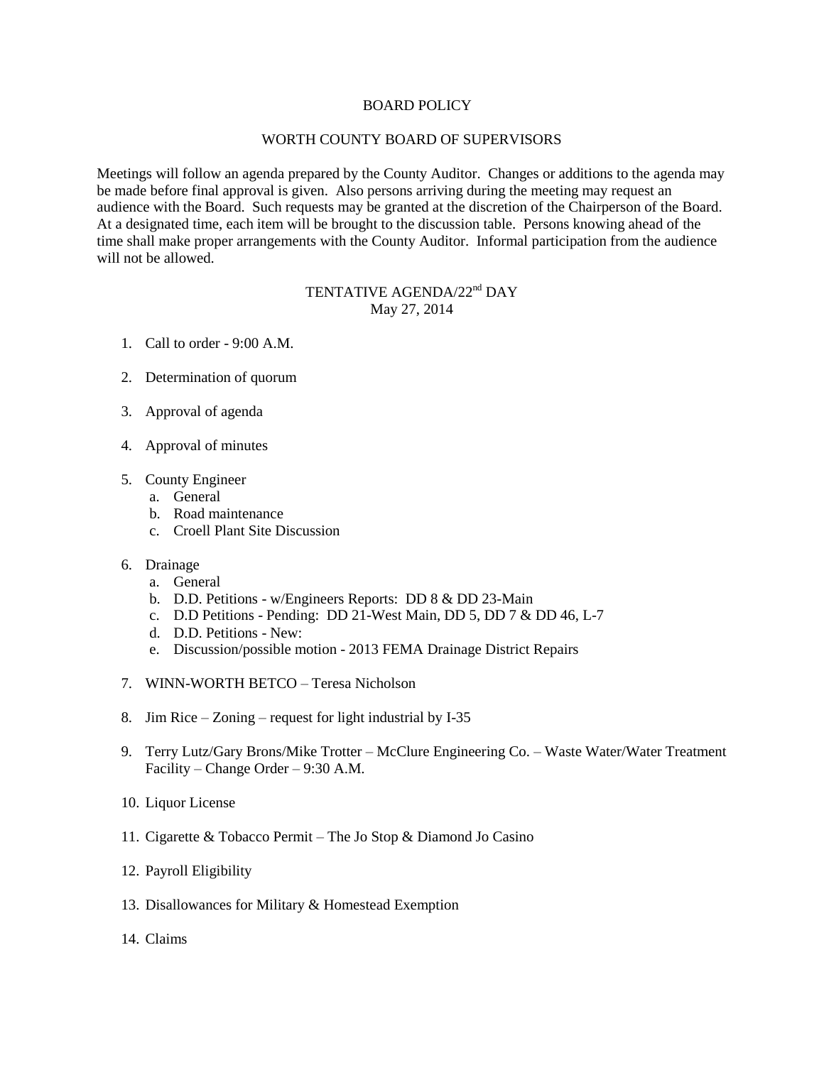# BOARD POLICY

## WORTH COUNTY BOARD OF SUPERVISORS

Meetings will follow an agenda prepared by the County Auditor. Changes or additions to the agenda may be made before final approval is given. Also persons arriving during the meeting may request an audience with the Board. Such requests may be granted at the discretion of the Chairperson of the Board. At a designated time, each item will be brought to the discussion table. Persons knowing ahead of the time shall make proper arrangements with the County Auditor. Informal participation from the audience will not be allowed.

## TENTATIVE AGENDA/22nd DAY
May 27, 2014

1. Call to order - 9:00 A.M.

2. Determination of quorum

3. Approval of agenda

4. Approval of minutes

5. County Engineer
   a. General
   b. Road maintenance
   c. Croell Plant Site Discussion

6. Drainage
   a. General
   b. D.D. Petitions - w/Engineers Reports: DD 8 & DD 23-Main
   c. D.D Petitions - Pending: DD 21-West Main, DD 5, DD 7 & DD 46, L-7
   d. D.D. Petitions - New:
   e. Discussion/possible motion - 2013 FEMA Drainage District Repairs

7. WINN-WORTH BETCO – Teresa Nicholson

8. Jim Rice – Zoning – request for light industrial by I-35

9. Terry Lutz/Gary Brons/Mike Trotter – McClure Engineering Co. – Waste Water/Water Treatment Facility – Change Order – 9:30 A.M.

10. Liquor License

11. Cigarette & Tobacco Permit – The Jo Stop & Diamond Jo Casino

12. Payroll Eligibility

13. Disallowances for Military & Homestead Exemption

14. Claims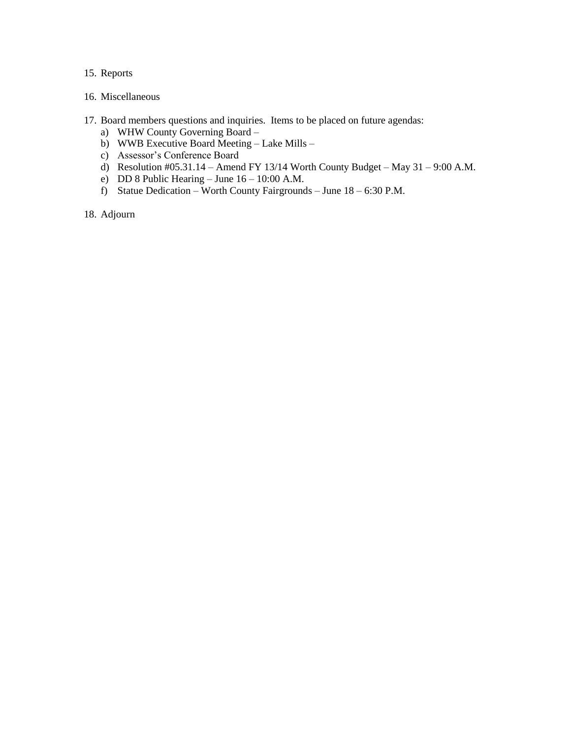15. Reports

16. Miscellaneous

17. Board members questions and inquiries.  Items to be placed on future agendas:
    a) WHW County Governing Board –
    b) WWB Executive Board Meeting – Lake Mills –
    c) Assessor's Conference Board
    d) Resolution #05.31.14 – Amend FY 13/14 Worth County Budget – May 31 – 9:00 A.M.
    e) DD 8 Public Hearing – June 16 – 10:00 A.M.
    f) Statue Dedication – Worth County Fairgrounds – June 18 – 6:30 P.M.

18. Adjourn